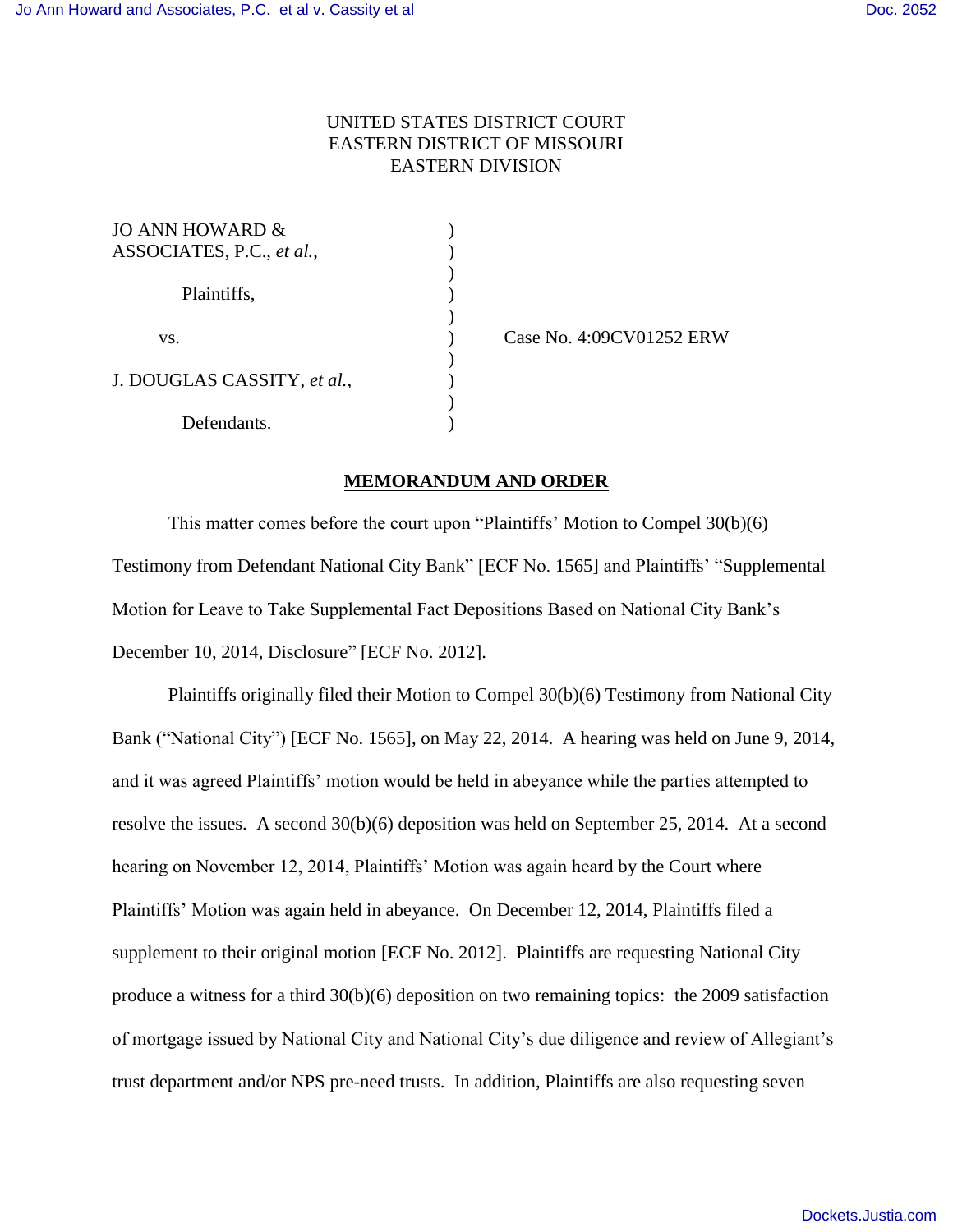UNITED STATES DISTRICT COURT
EASTERN DISTRICT OF MISSOURI
EASTERN DIVISION

| | | |
|---|---|---|
| JO ANN HOWARD & ASSOCIATES, P.C., *et al.*, | ) | |
| Plaintiffs, | ) | |
| vs. | ) | Case No. 4:09CV01252 ERW |
| J. DOUGLAS CASSITY, *et al.*, | ) | |
| Defendants. | ) | |

## MEMORANDUM AND ORDER

This matter comes before the court upon "Plaintiffs' Motion to Compel 30(b)(6) Testimony from Defendant National City Bank" [ECF No. 1565] and Plaintiffs' "Supplemental Motion for Leave to Take Supplemental Fact Depositions Based on National City Bank's December 10, 2014, Disclosure" [ECF No. 2012].

Plaintiffs originally filed their Motion to Compel 30(b)(6) Testimony from National City Bank ("National City") [ECF No. 1565], on May 22, 2014. A hearing was held on June 9, 2014, and it was agreed Plaintiffs' motion would be held in abeyance while the parties attempted to resolve the issues. A second 30(b)(6) deposition was held on September 25, 2014. At a second hearing on November 12, 2014, Plaintiffs' Motion was again heard by the Court where Plaintiffs' Motion was again held in abeyance. On December 12, 2014, Plaintiffs filed a supplement to their original motion [ECF No. 2012]. Plaintiffs are requesting National City produce a witness for a third 30(b)(6) deposition on two remaining topics: the 2009 satisfaction of mortgage issued by National City and National City's due diligence and review of Allegiant's trust department and/or NPS pre-need trusts. In addition, Plaintiffs are also requesting seven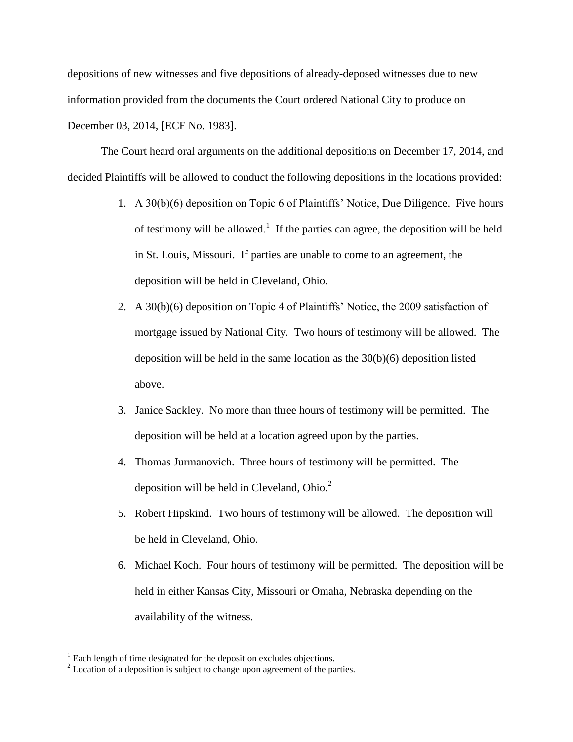depositions of new witnesses and five depositions of already-deposed witnesses due to new information provided from the documents the Court ordered National City to produce on December 03, 2014, [ECF No. 1983].

The Court heard oral arguments on the additional depositions on December 17, 2014, and decided Plaintiffs will be allowed to conduct the following depositions in the locations provided:

1. A 30(b)(6) deposition on Topic 6 of Plaintiffs' Notice, Due Diligence. Five hours of testimony will be allowed.[1] If the parties can agree, the deposition will be held in St. Louis, Missouri. If parties are unable to come to an agreement, the deposition will be held in Cleveland, Ohio.
2. A 30(b)(6) deposition on Topic 4 of Plaintiffs' Notice, the 2009 satisfaction of mortgage issued by National City. Two hours of testimony will be allowed. The deposition will be held in the same location as the 30(b)(6) deposition listed above.
3. Janice Sackley. No more than three hours of testimony will be permitted. The deposition will be held at a location agreed upon by the parties.
4. Thomas Jurmanovich. Three hours of testimony will be permitted. The deposition will be held in Cleveland, Ohio.[2]
5. Robert Hipskind. Two hours of testimony will be allowed. The deposition will be held in Cleveland, Ohio.
6. Michael Koch. Four hours of testimony will be permitted. The deposition will be held in either Kansas City, Missouri or Omaha, Nebraska depending on the availability of the witness.

---

[1] Each length of time designated for the deposition excludes objections.

[2] Location of a deposition is subject to change upon agreement of the parties.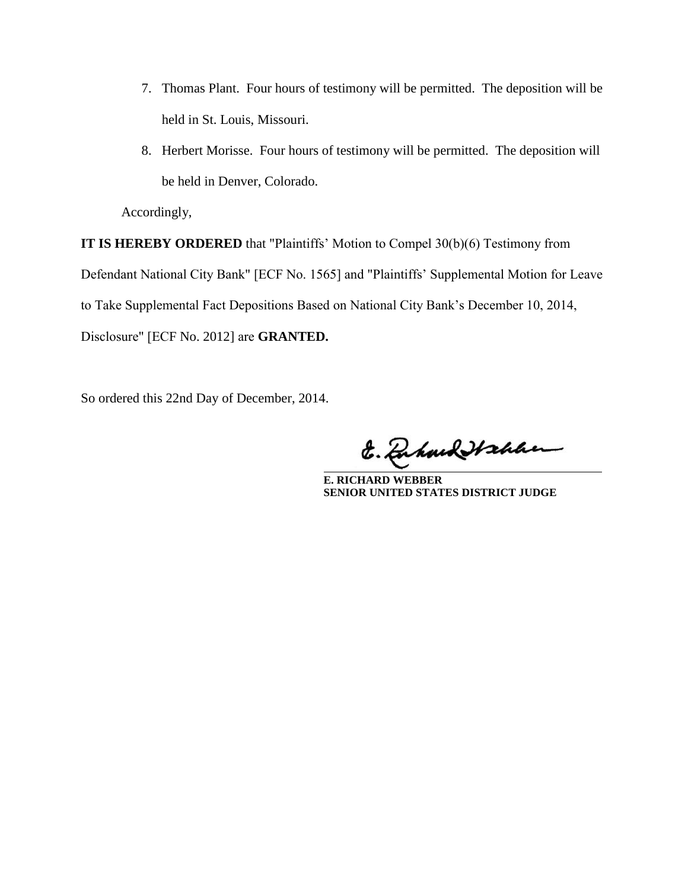7. Thomas Plant. Four hours of testimony will be permitted. The deposition will be held in St. Louis, Missouri.
8. Herbert Morisse. Four hours of testimony will be permitted. The deposition will be held in Denver, Colorado.

Accordingly,

**IT IS HEREBY ORDERED** that "Plaintiffs' Motion to Compel 30(b)(6) Testimony from Defendant National City Bank" [ECF No. 1565] and "Plaintiffs' Supplemental Motion for Leave to Take Supplemental Fact Depositions Based on National City Bank's December 10, 2014, Disclosure" [ECF No. 2012] are **GRANTED.**

So ordered this 22nd Day of December, 2014.

**E. RICHARD WEBBER**
**SENIOR UNITED STATES DISTRICT JUDGE**